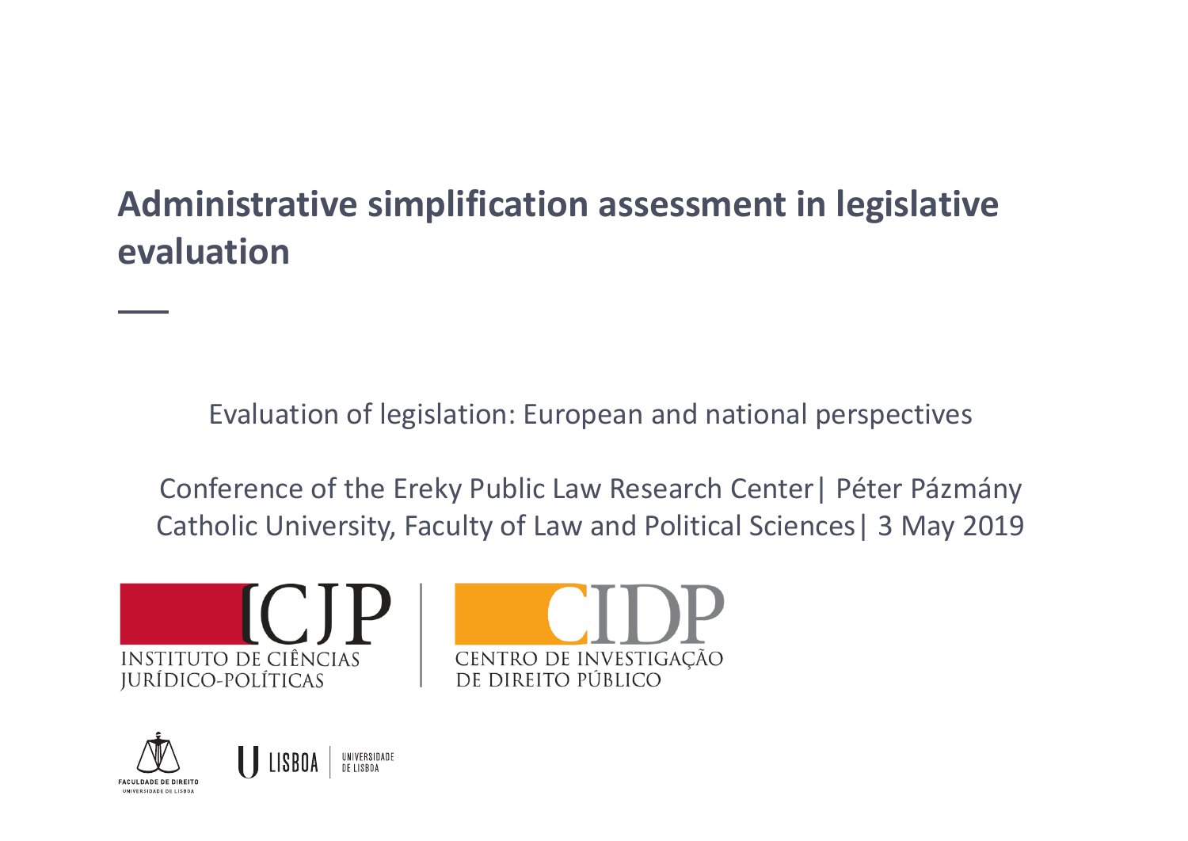# Administrative simplification assessment in legislative evaluation

Evaluation of legislation: European and national perspectives

Conference of the Ereky Public Law Research Center | Péter Pázmány Catholic University, Faculty of Law and Political Sciences | 3 May 2019

ICJP
INSTITUTO DE CIÊNCIAS JURÍDICO-POLÍTICAS

CIDP
CENTRO DE INVESTIGAÇÃO DE DIREITO PÚBLICO

FACULDADE DE DIREITO
UNIVERSIDADE DE LISBOA

U LISBOA | UNIVERSIDADE DE LISBOA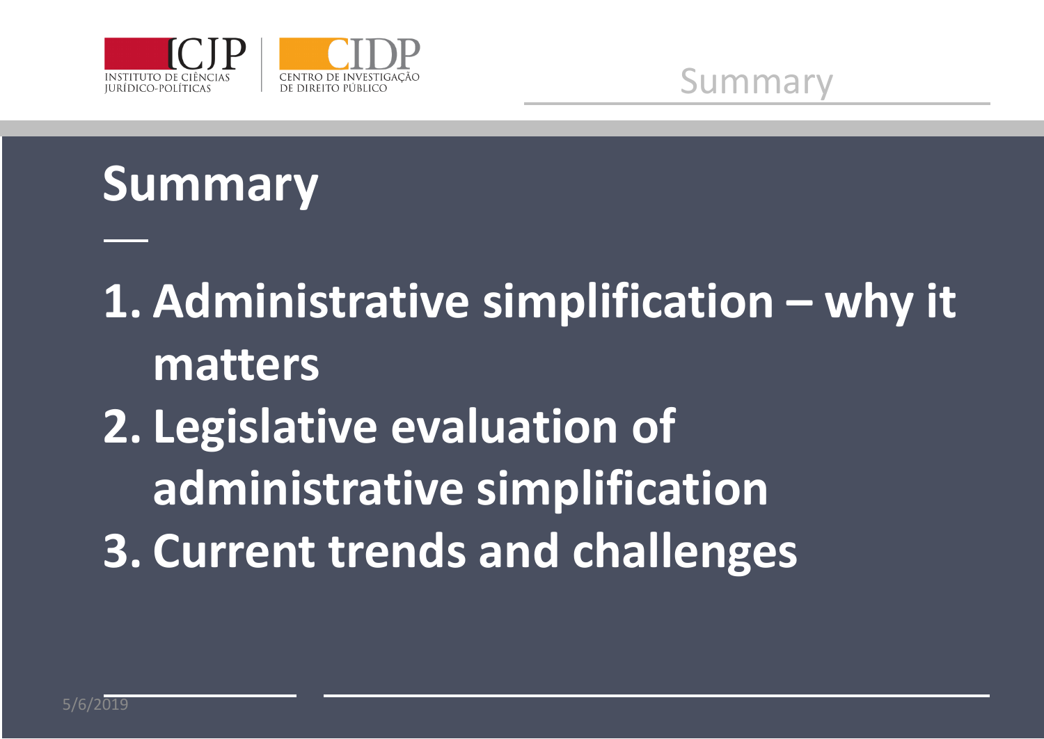# Summary

1. Administrative simplification – why it matters
2. Legislative evaluation of administrative simplification
3. Current trends and challenges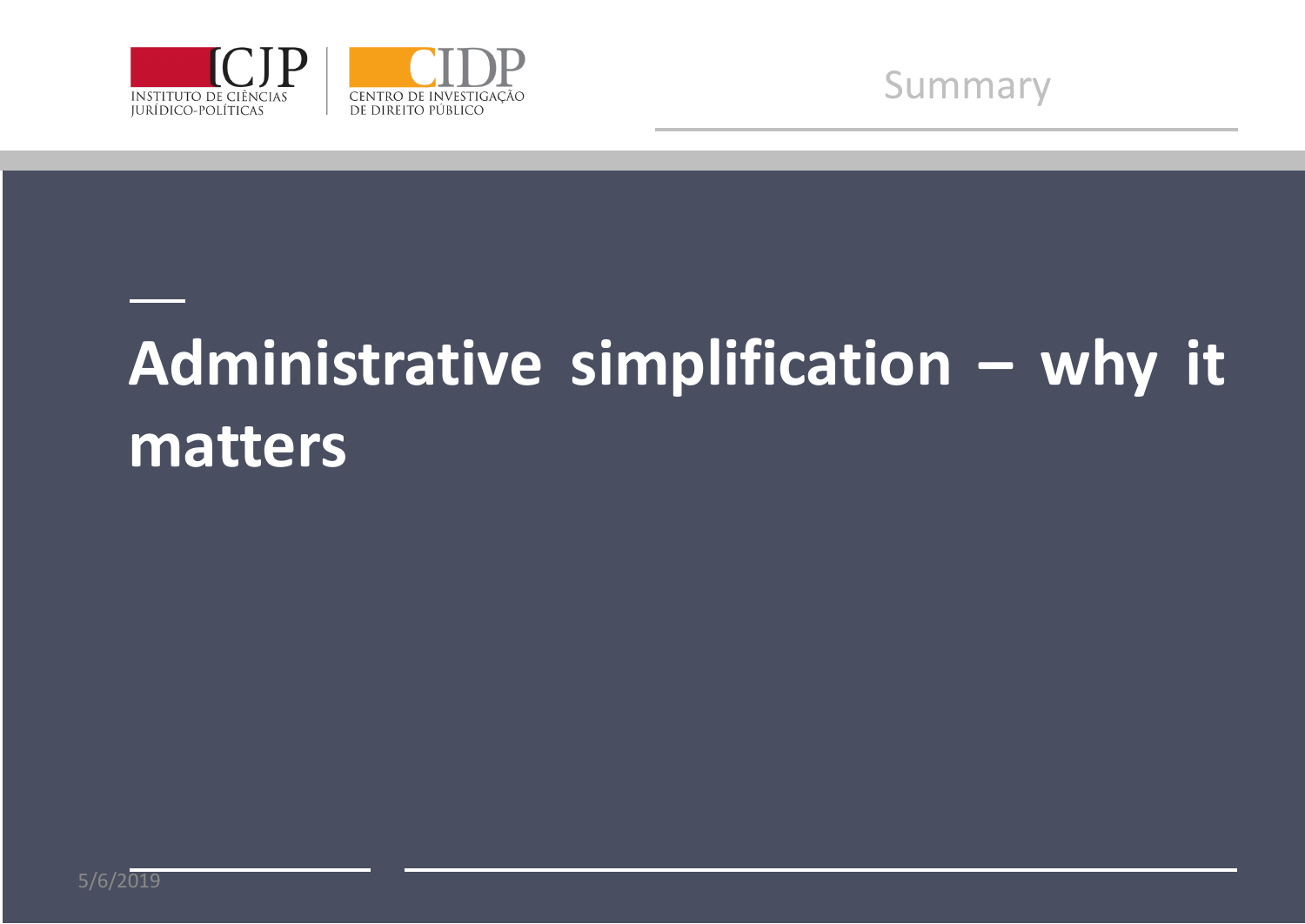# Administrative simplification – why it matters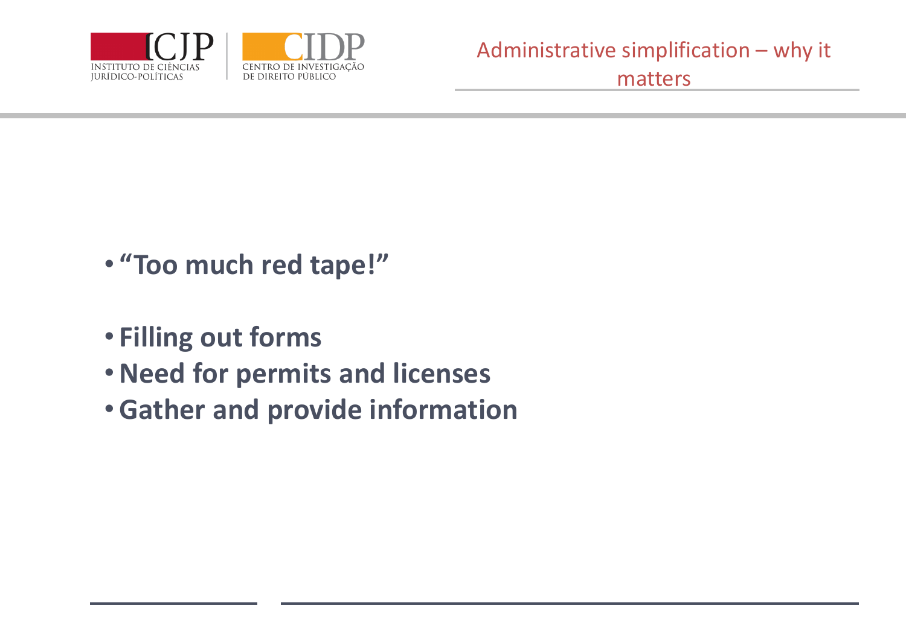## Administrative simplification – why it matters

- **“Too much red tape!”**

- **Filling out forms**
- **Need for permits and licenses**
- **Gather and provide information**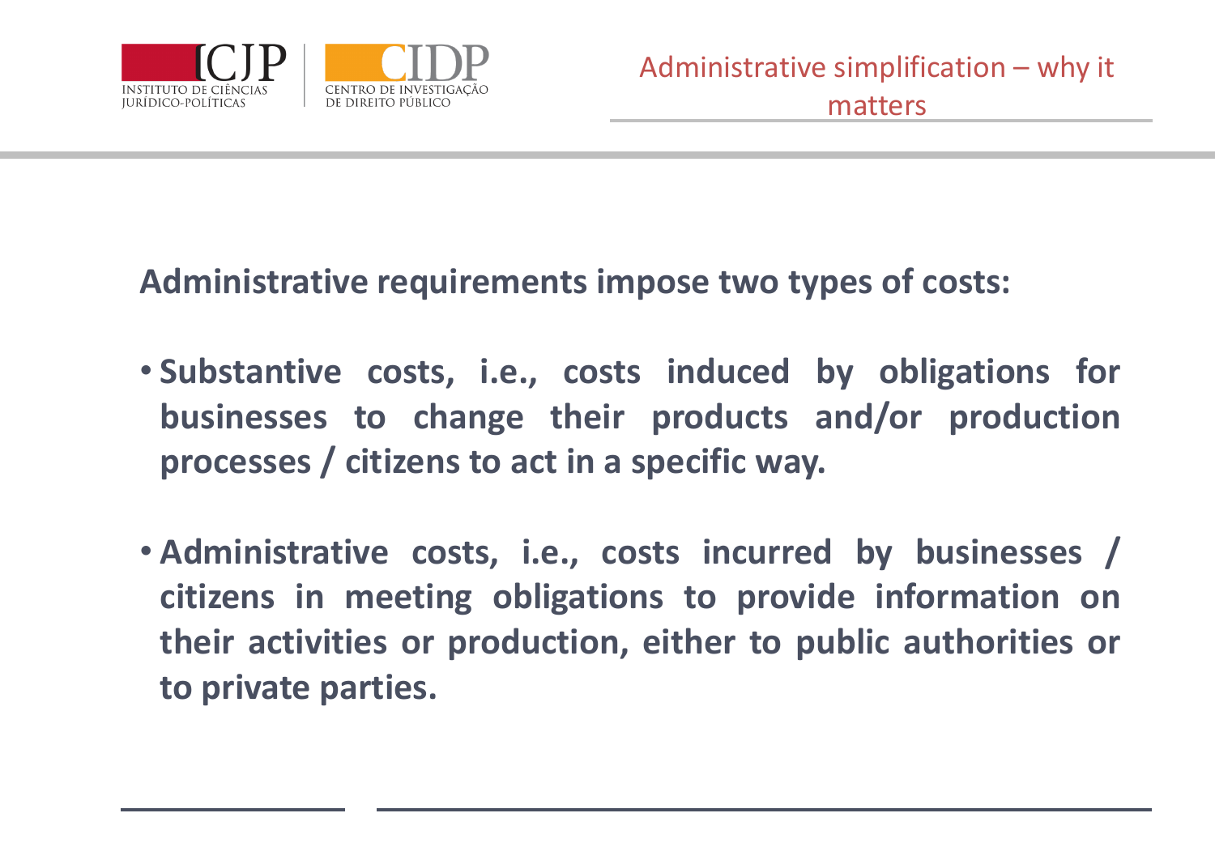## Administrative simplification – why it matters

**Administrative requirements impose two types of costs:**

- **Substantive costs, i.e., costs induced by obligations for businesses to change their products and/or production processes / citizens to act in a specific way.**
- **Administrative costs, i.e., costs incurred by businesses / citizens in meeting obligations to provide information on their activities or production, either to public authorities or to private parties.**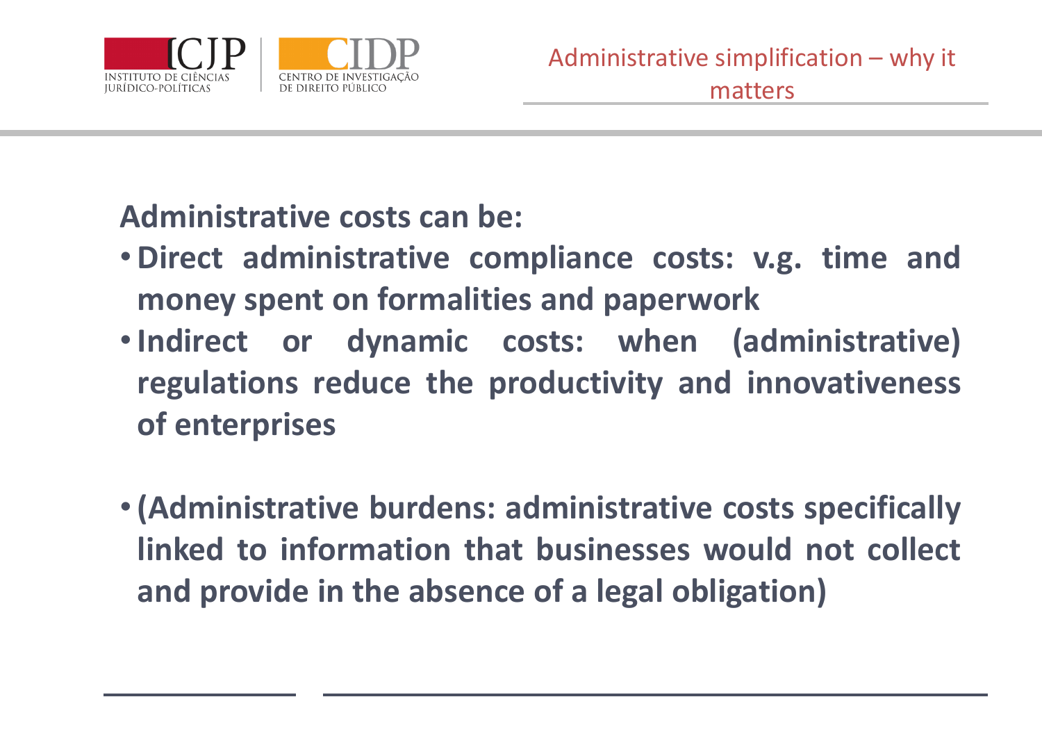## Administrative simplification – why it matters

**Administrative costs can be:**

- **Direct administrative compliance costs: v.g. time and money spent on formalities and paperwork**
- **Indirect or dynamic costs: when (administrative) regulations reduce the productivity and innovativeness of enterprises**

- **(Administrative burdens: administrative costs specifically linked to information that businesses would not collect and provide in the absence of a legal obligation)**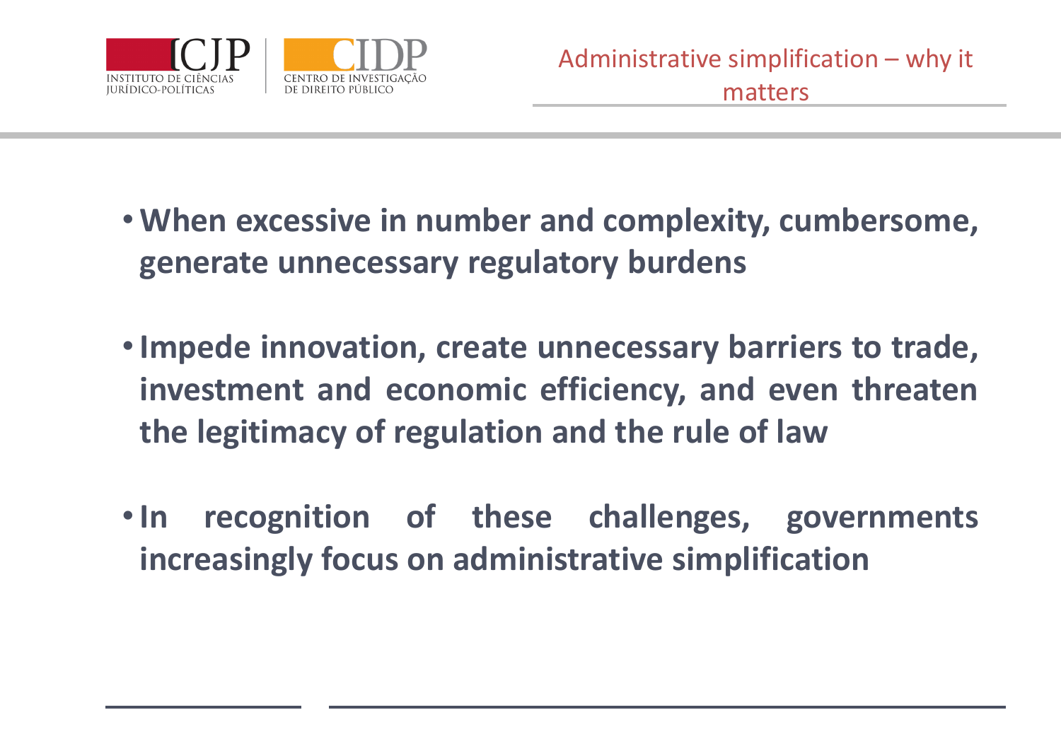## Administrative simplification – why it matters

- **When excessive in number and complexity, cumbersome, generate unnecessary regulatory burdens**
- **Impede innovation, create unnecessary barriers to trade, investment and economic efficiency, and even threaten the legitimacy of regulation and the rule of law**
- **In recognition of these challenges, governments increasingly focus on administrative simplification**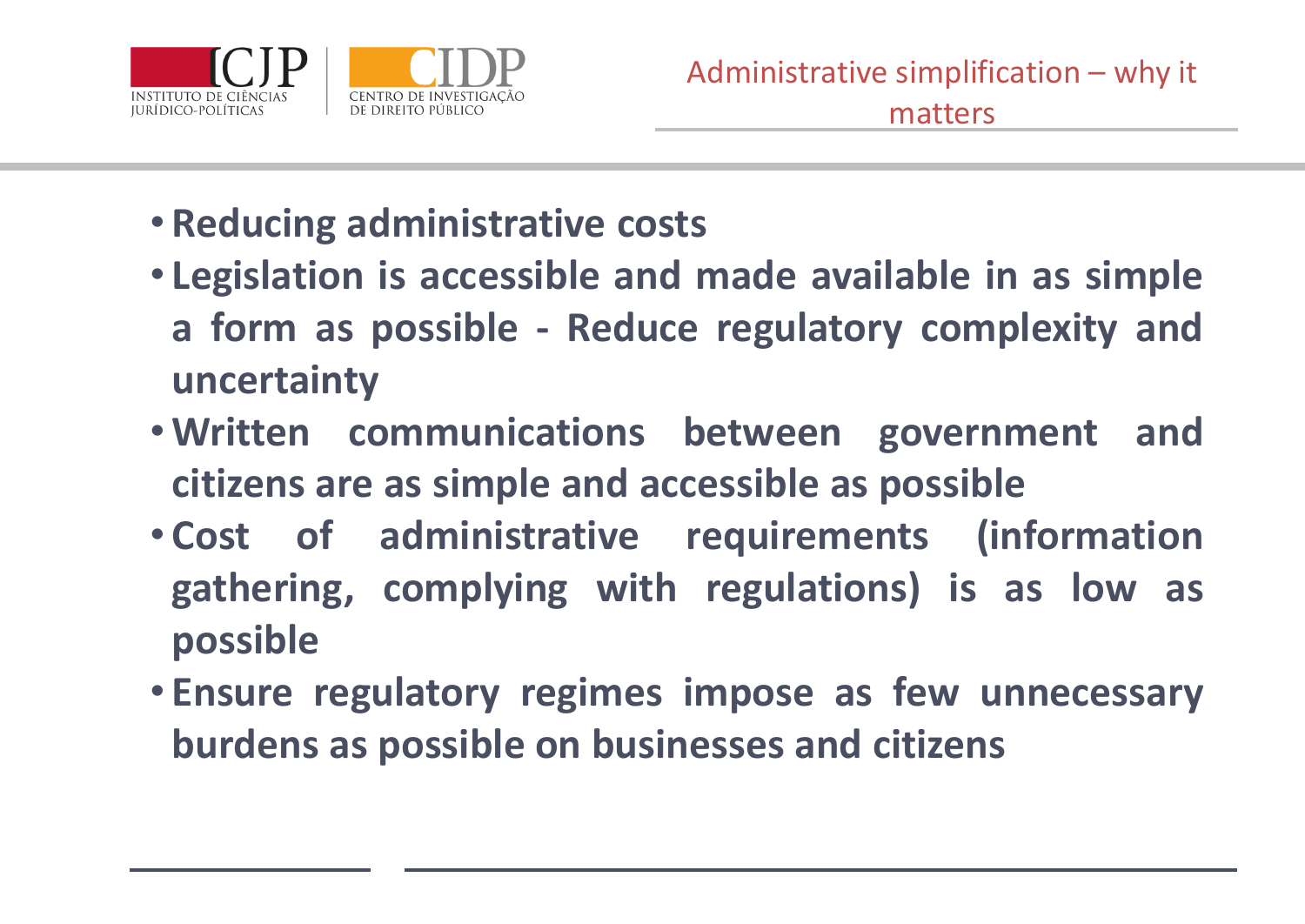## Administrative simplification – why it matters

- **Reducing administrative costs**
- **Legislation is accessible and made available in as simple a form as possible - Reduce regulatory complexity and uncertainty**
- **Written communications between government and citizens are as simple and accessible as possible**
- **Cost of administrative requirements (information gathering, complying with regulations) is as low as possible**
- **Ensure regulatory regimes impose as few unnecessary burdens as possible on businesses and citizens**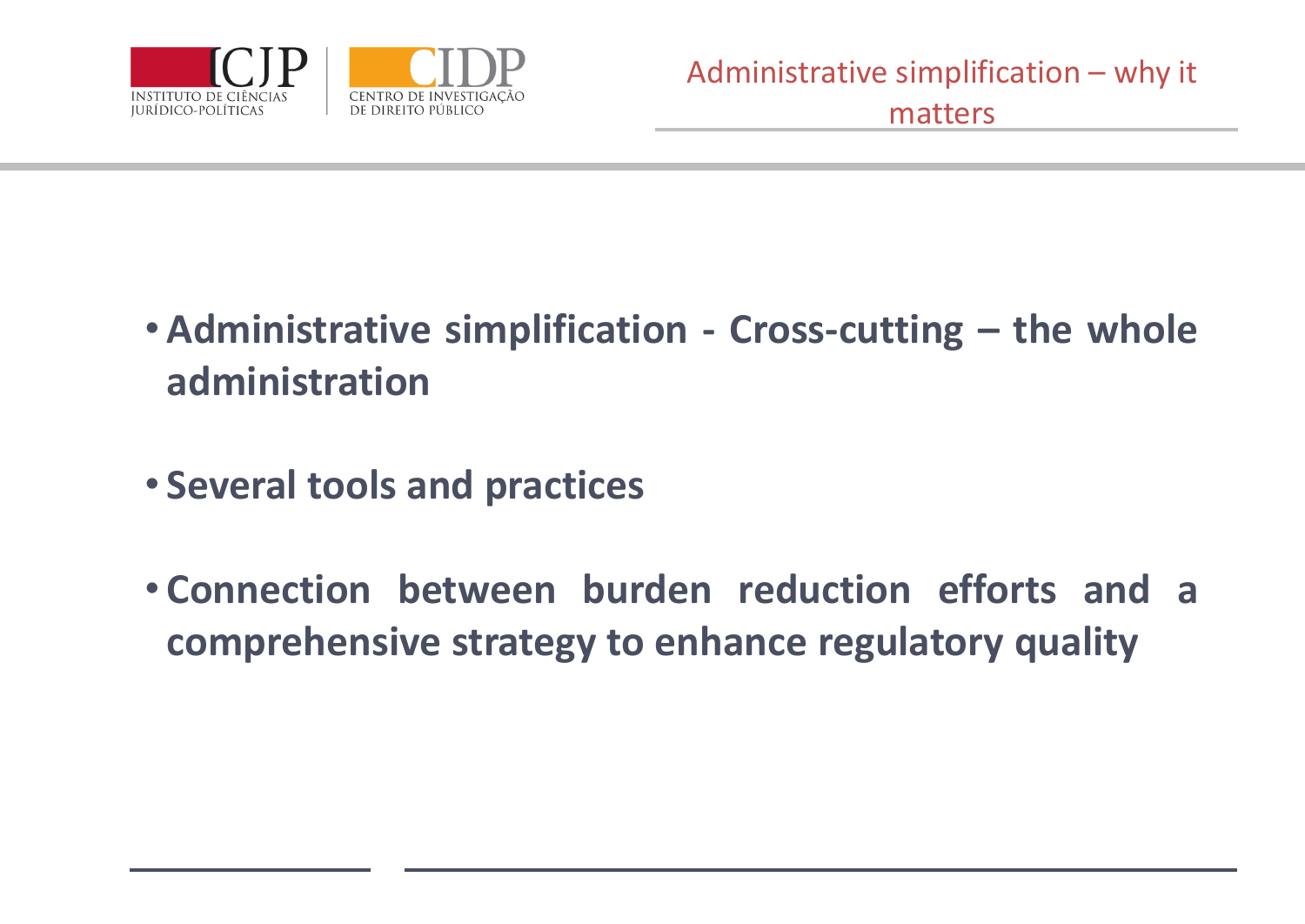## Administrative simplification – why it matters

- **Administrative simplification - Cross-cutting – the whole administration**
- **Several tools and practices**
- **Connection between burden reduction efforts and a comprehensive strategy to enhance regulatory quality**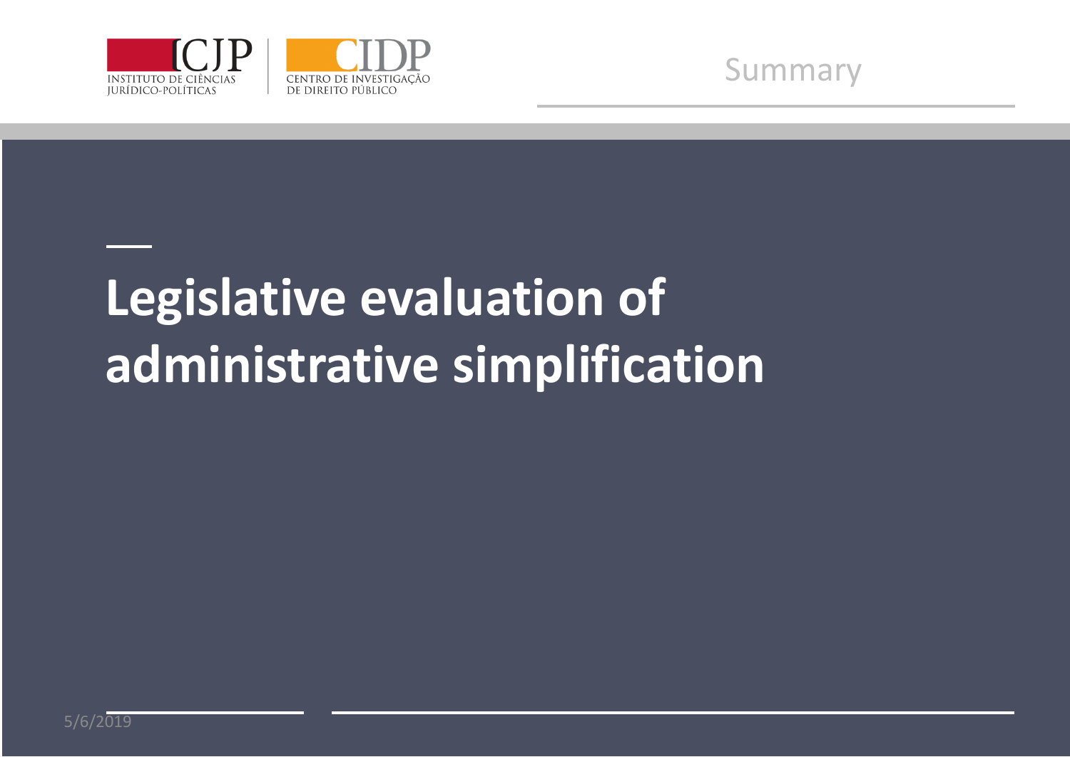# Legislative evaluation of administrative simplification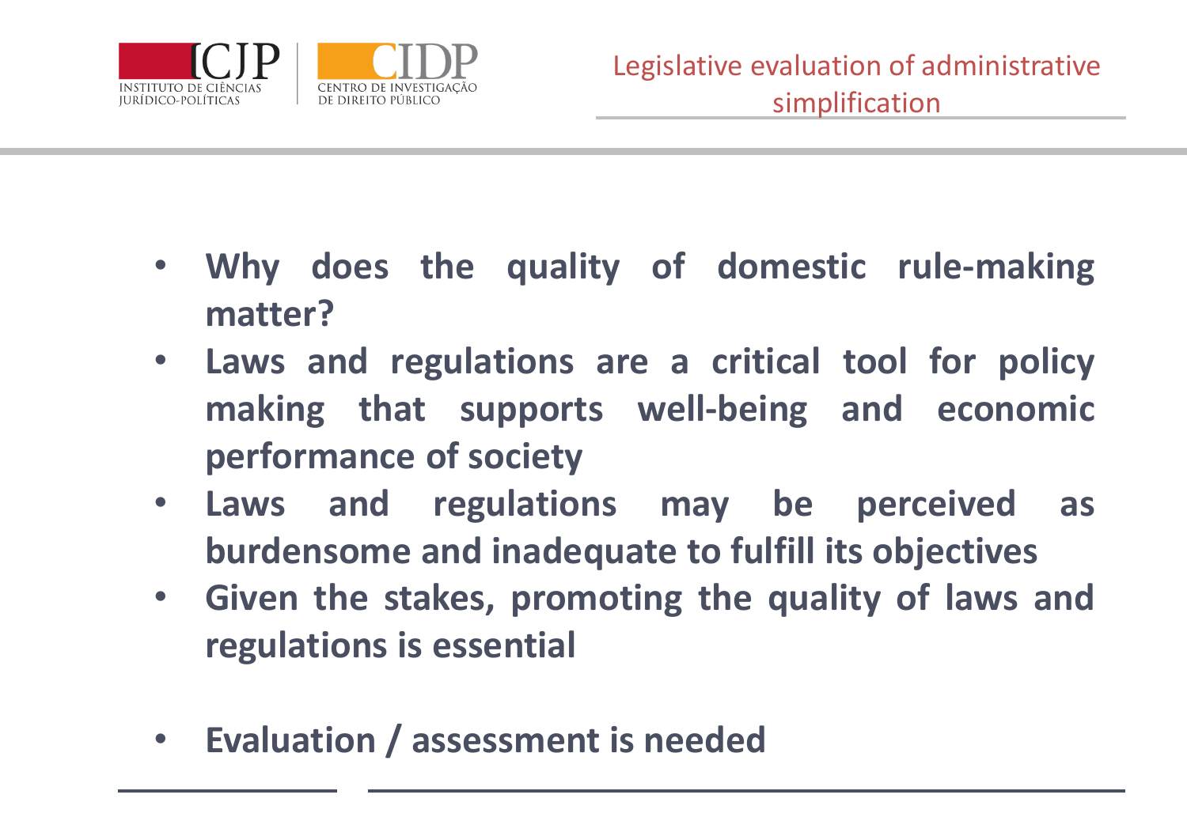- **Why does the quality of domestic rule-making matter?**
- **Laws and regulations are a critical tool for policy making that supports well-being and economic performance of society**
- **Laws and regulations may be perceived as burdensome and inadequate to fulfill its objectives**
- **Given the stakes, promoting the quality of laws and regulations is essential**

- **Evaluation / assessment is needed**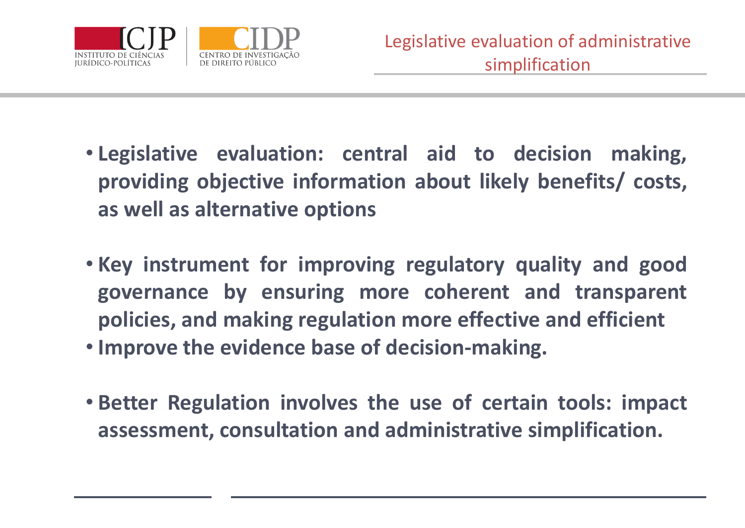- **Legislative evaluation: central aid to decision making, providing objective information about likely benefits/ costs, as well as alternative options**

- **Key instrument for improving regulatory quality and good governance by ensuring more coherent and transparent policies, and making regulation more effective and efficient**
- **Improve the evidence base of decision-making.**

- **Better Regulation involves the use of certain tools: impact assessment, consultation and administrative simplification.**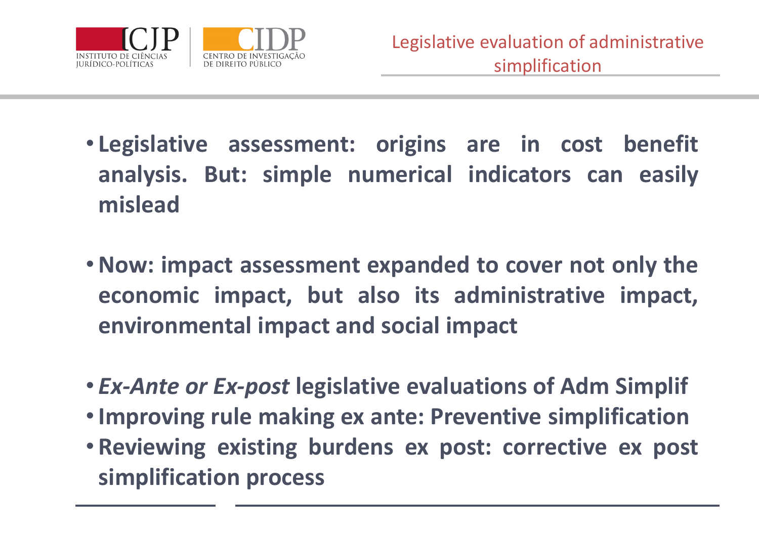## Legislative evaluation of administrative simplification

- **Legislative assessment: origins are in cost benefit analysis. But: simple numerical indicators can easily mislead**

- **Now: impact assessment expanded to cover not only the economic impact, but also its administrative impact, environmental impact and social impact**

- ***Ex-Ante or Ex-post*** **legislative evaluations of Adm Simplif**
- **Improving rule making ex ante: Preventive simplification**
- **Reviewing existing burdens ex post: corrective ex post simplification process**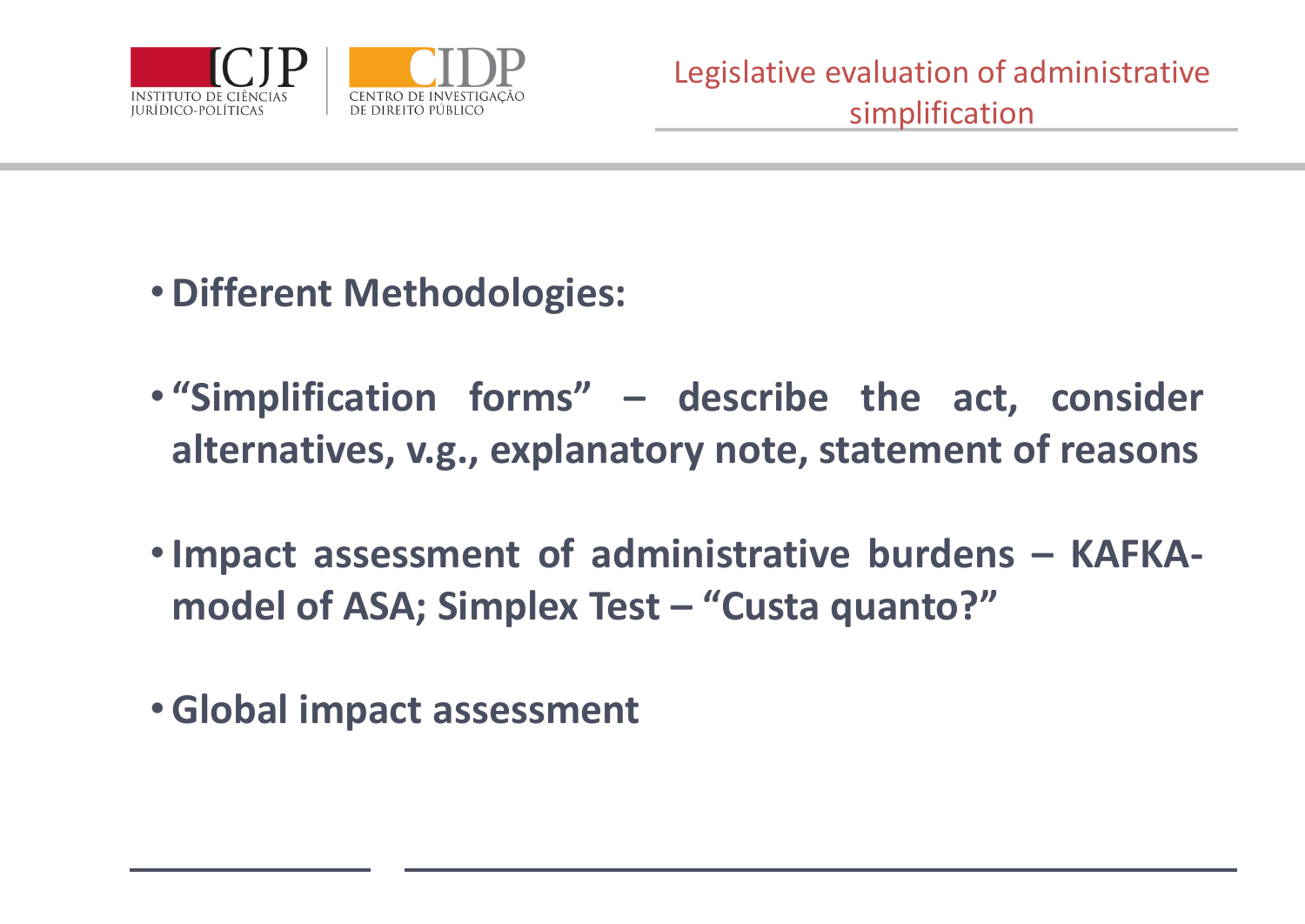- **Different Methodologies:**
- **"Simplification forms" – describe the act, consider alternatives, v.g., explanatory note, statement of reasons**
- **Impact assessment of administrative burdens – KAFKA-model of ASA; Simplex Test – "Custa quanto?"**
- **Global impact assessment**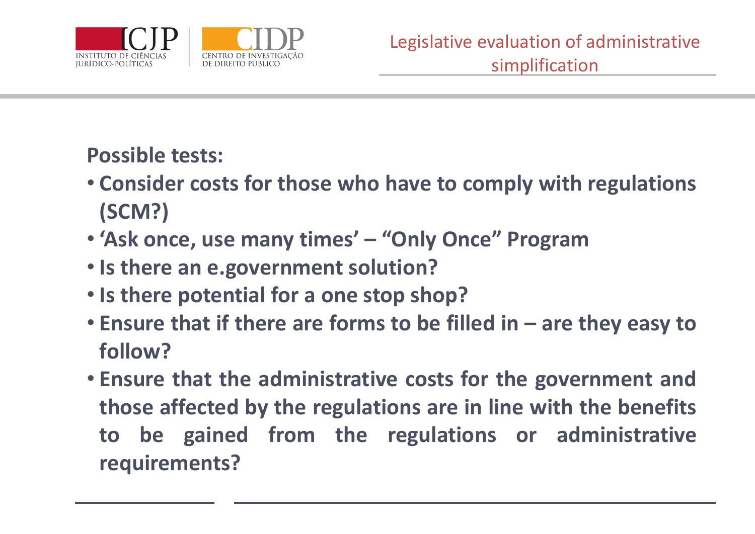**Possible tests:**

- **Consider costs for those who have to comply with regulations (SCM?)**
- **'Ask once, use many times' – "Only Once" Program**
- **Is there an e.government solution?**
- **Is there potential for a one stop shop?**
- **Ensure that if there are forms to be filled in – are they easy to follow?**
- **Ensure that the administrative costs for the government and those affected by the regulations are in line with the benefits to be gained from the regulations or administrative requirements?**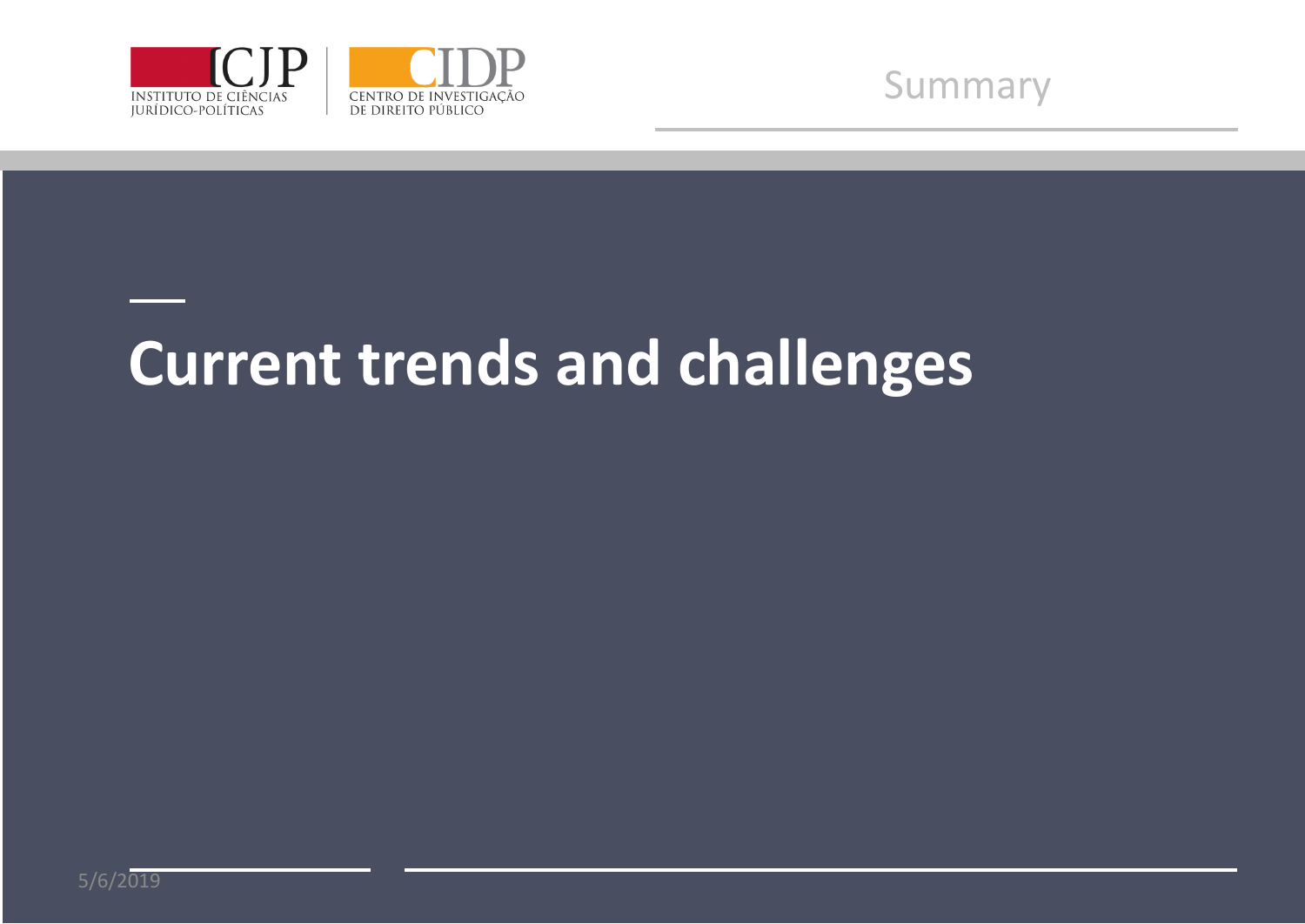# Current trends and challenges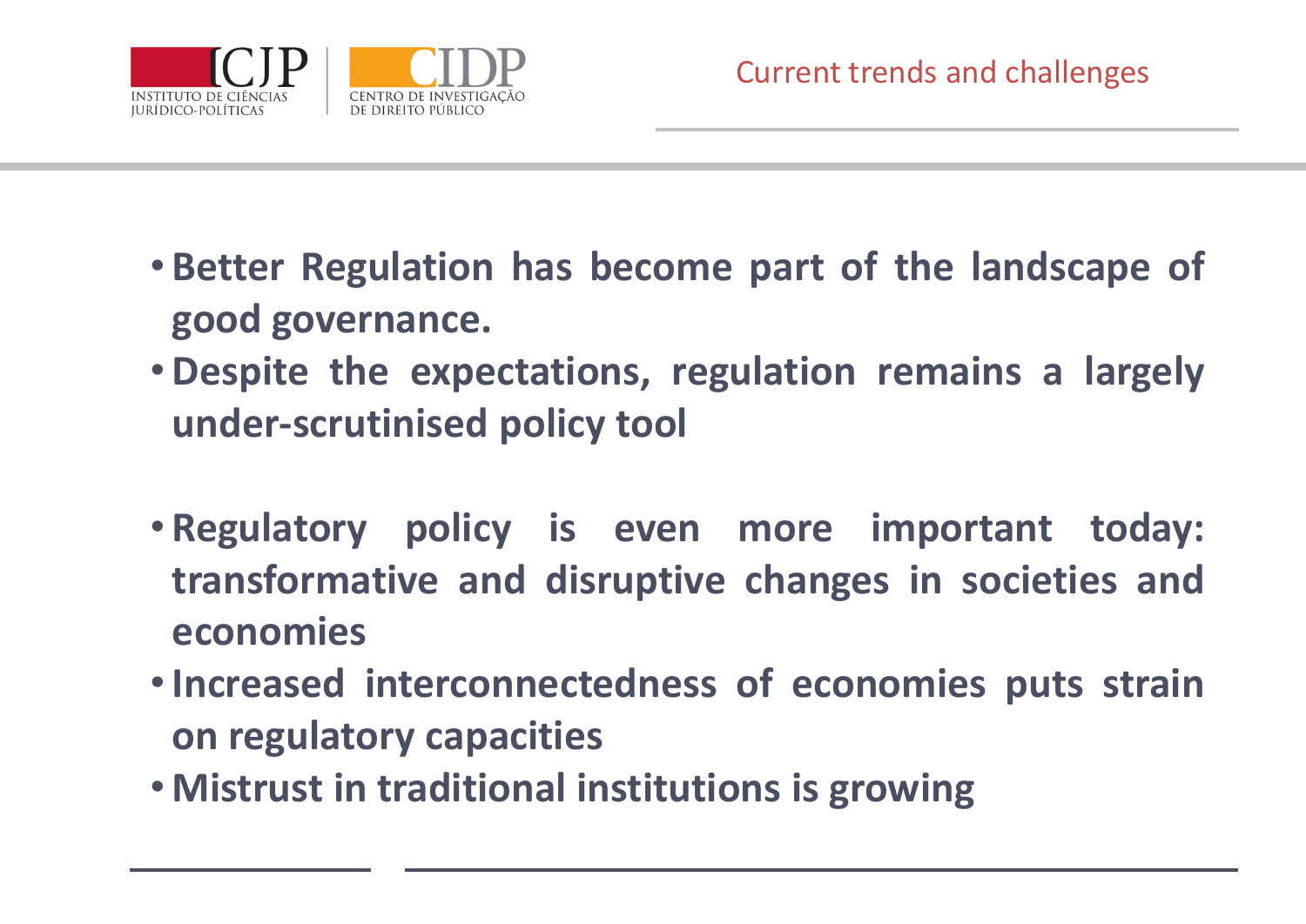## Current trends and challenges

- **Better Regulation has become part of the landscape of good governance.**
- **Despite the expectations, regulation remains a largely under-scrutinised policy tool**

- **Regulatory policy is even more important today: transformative and disruptive changes in societies and economies**
- **Increased interconnectedness of economies puts strain on regulatory capacities**
- **Mistrust in traditional institutions is growing**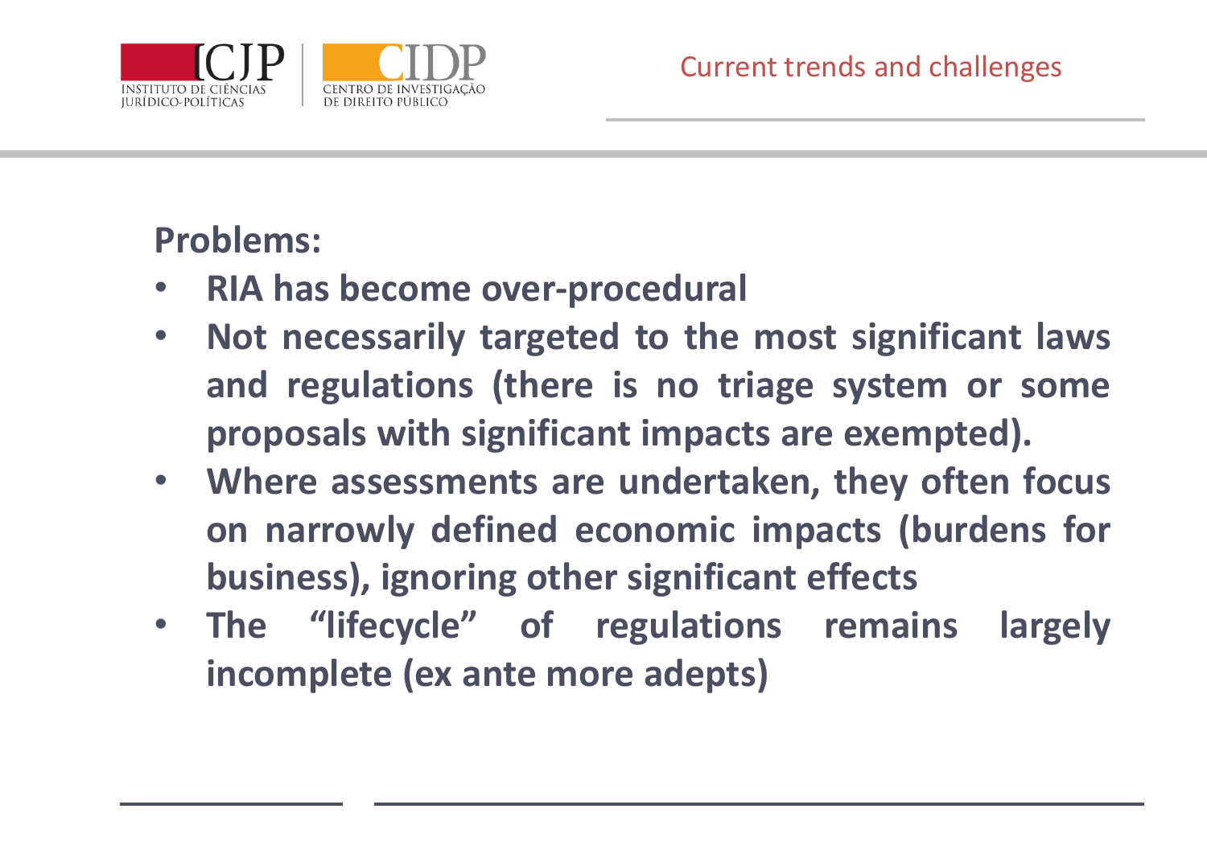## Current trends and challenges

**Problems:**

- **RIA has become over-procedural**
- **Not necessarily targeted to the most significant laws and regulations (there is no triage system or some proposals with significant impacts are exempted).**
- **Where assessments are undertaken, they often focus on narrowly defined economic impacts (burdens for business), ignoring other significant effects**
- **The "lifecycle" of regulations remains largely incomplete (ex ante more adepts)**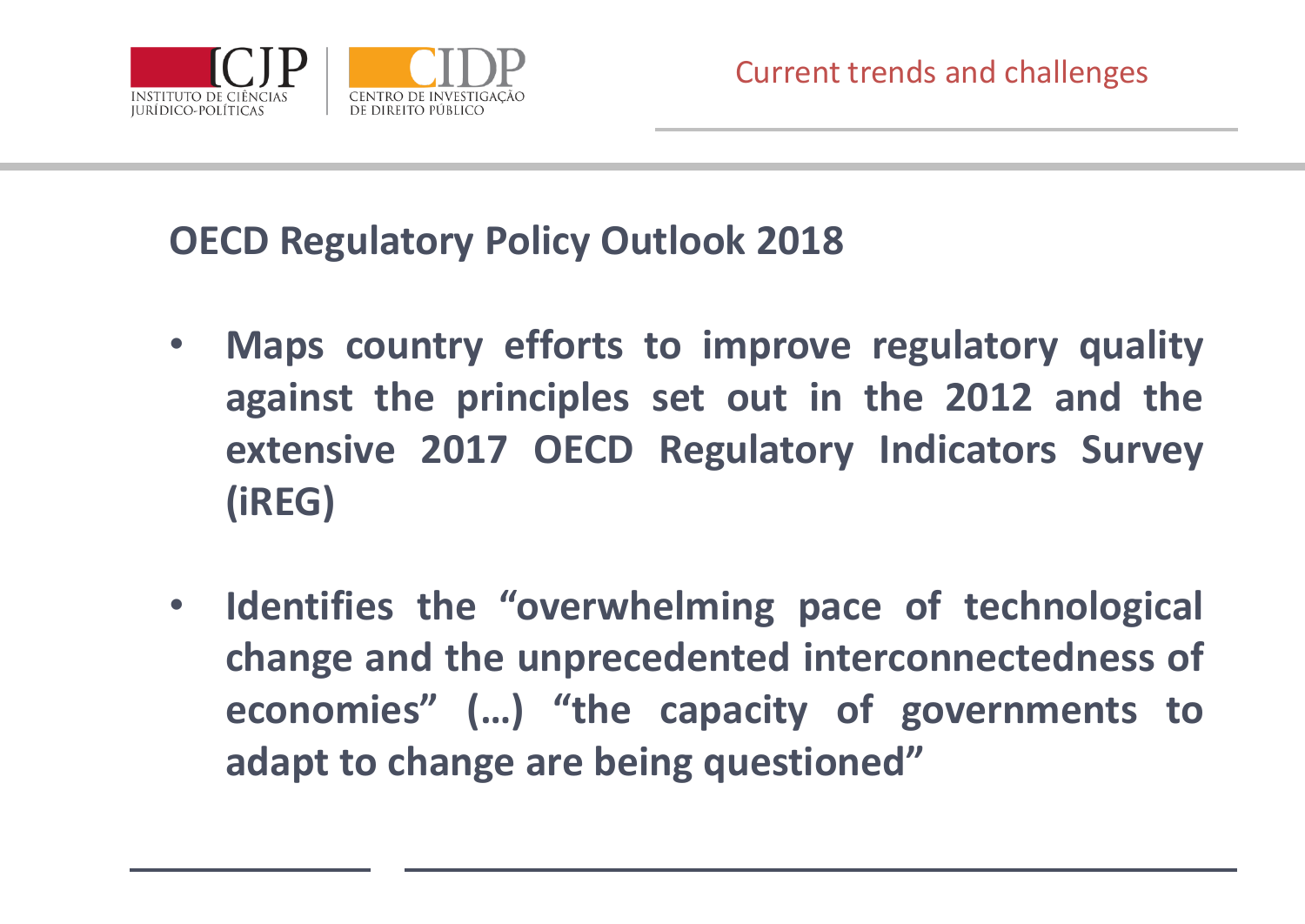Current trends and challenges

## OECD Regulatory Policy Outlook 2018

- **Maps country efforts to improve regulatory quality against the principles set out in the 2012 and the extensive 2017 OECD Regulatory Indicators Survey (iREG)**

- **Identifies the "overwhelming pace of technological change and the unprecedented interconnectedness of economies" (…) "the capacity of governments to adapt to change are being questioned"**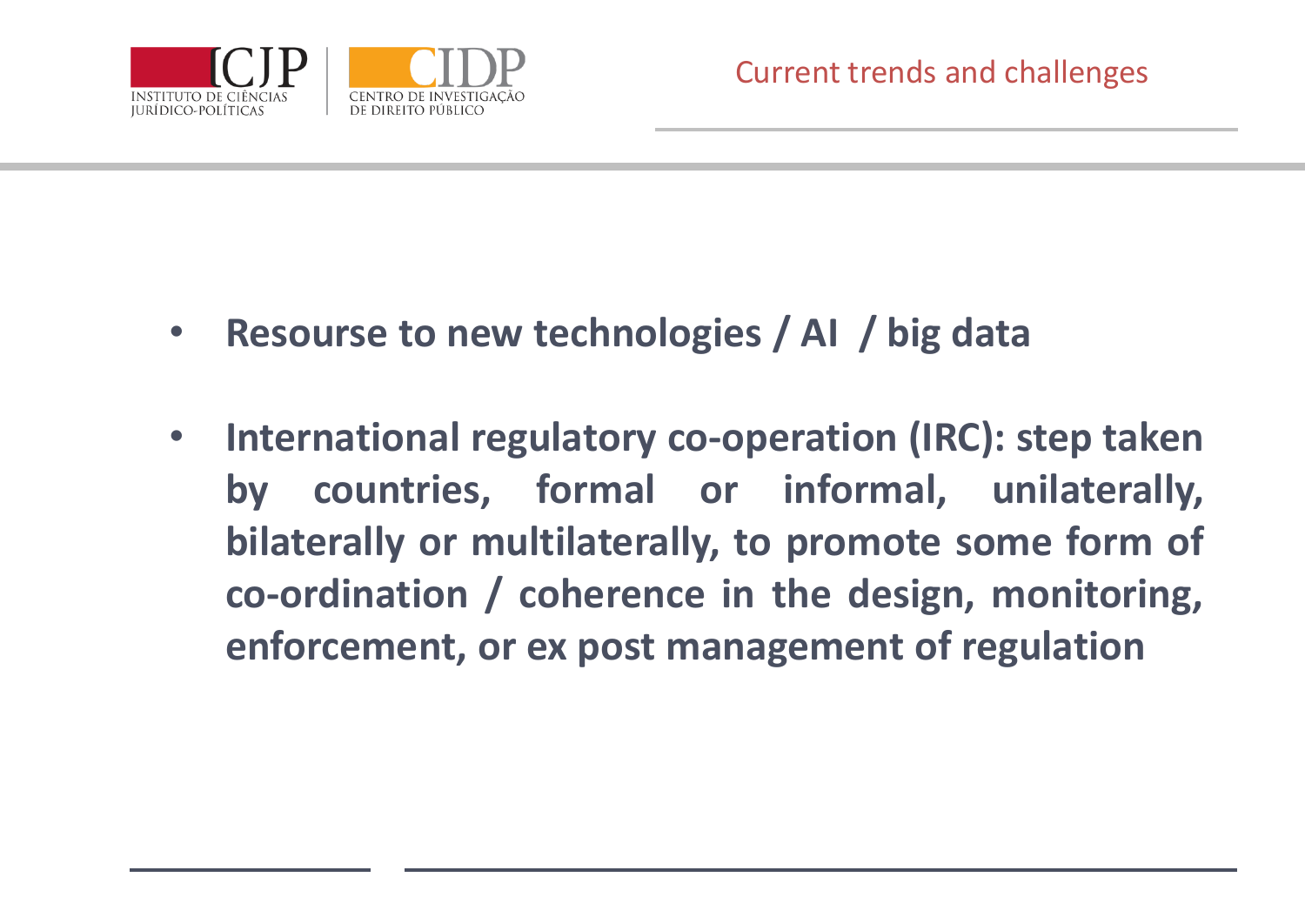## Current trends and challenges

- **Resourse to new technologies / AI / big data**
- **International regulatory co-operation (IRC): step taken by countries, formal or informal, unilaterally, bilaterally or multilaterally, to promote some form of co-ordination / coherence in the design, monitoring, enforcement, or ex post management of regulation**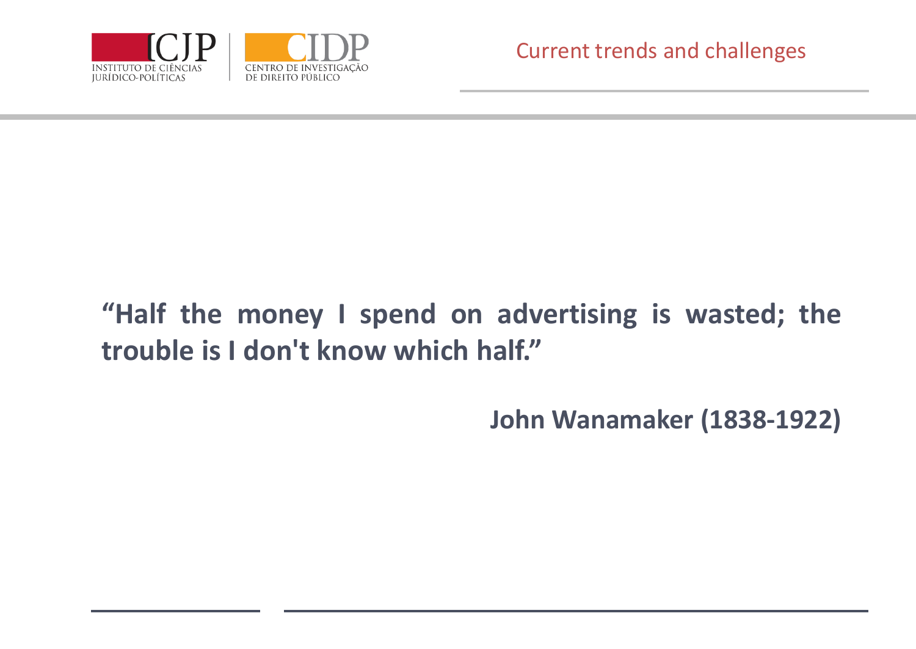**“Half the money I spend on advertising is wasted; the trouble is I don't know which half.”**

**John Wanamaker (1838-1922)**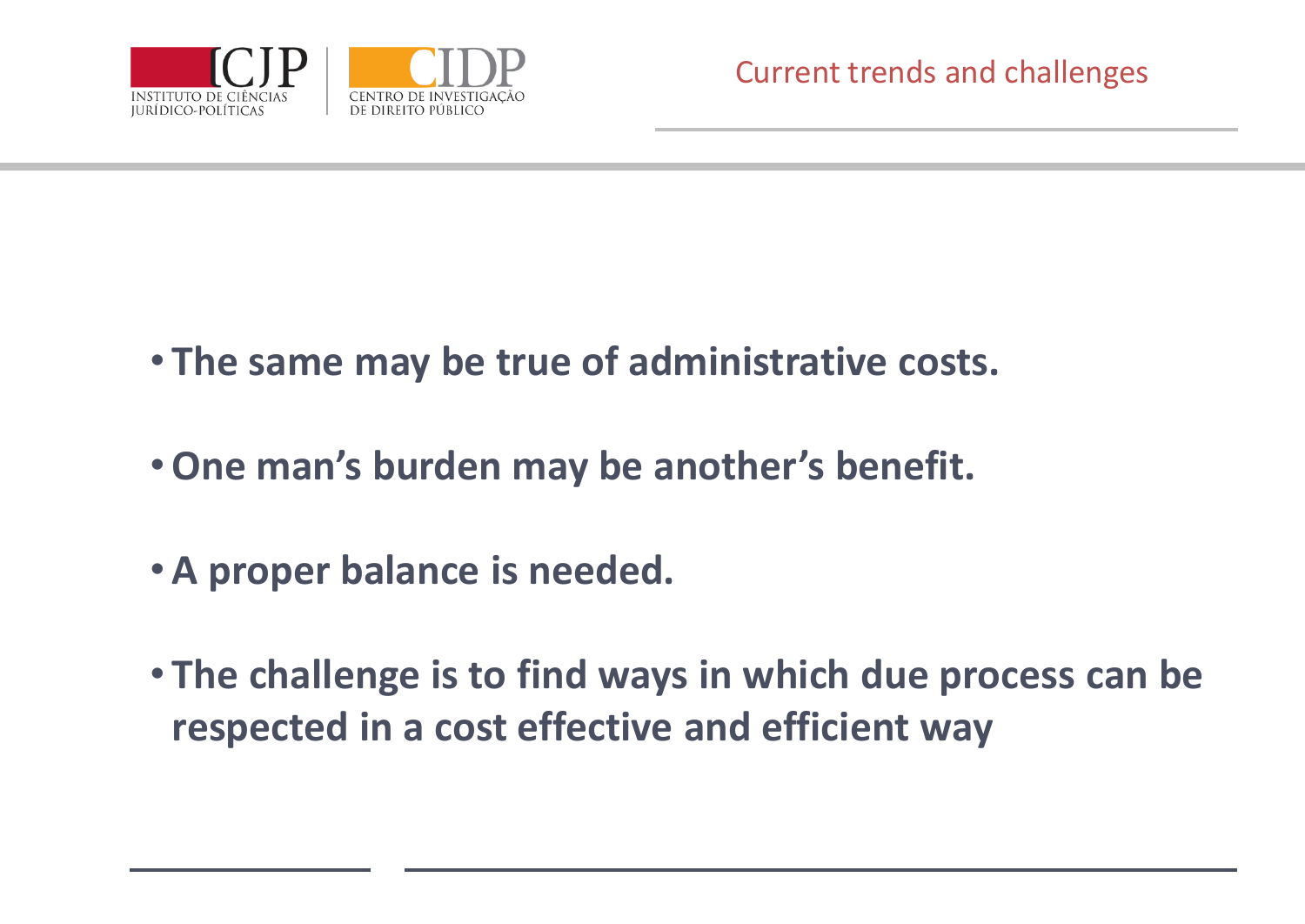## Current trends and challenges

- **The same may be true of administrative costs.**
- **One man's burden may be another's benefit.**
- **A proper balance is needed.**
- **The challenge is to find ways in which due process can be respected in a cost effective and efficient way**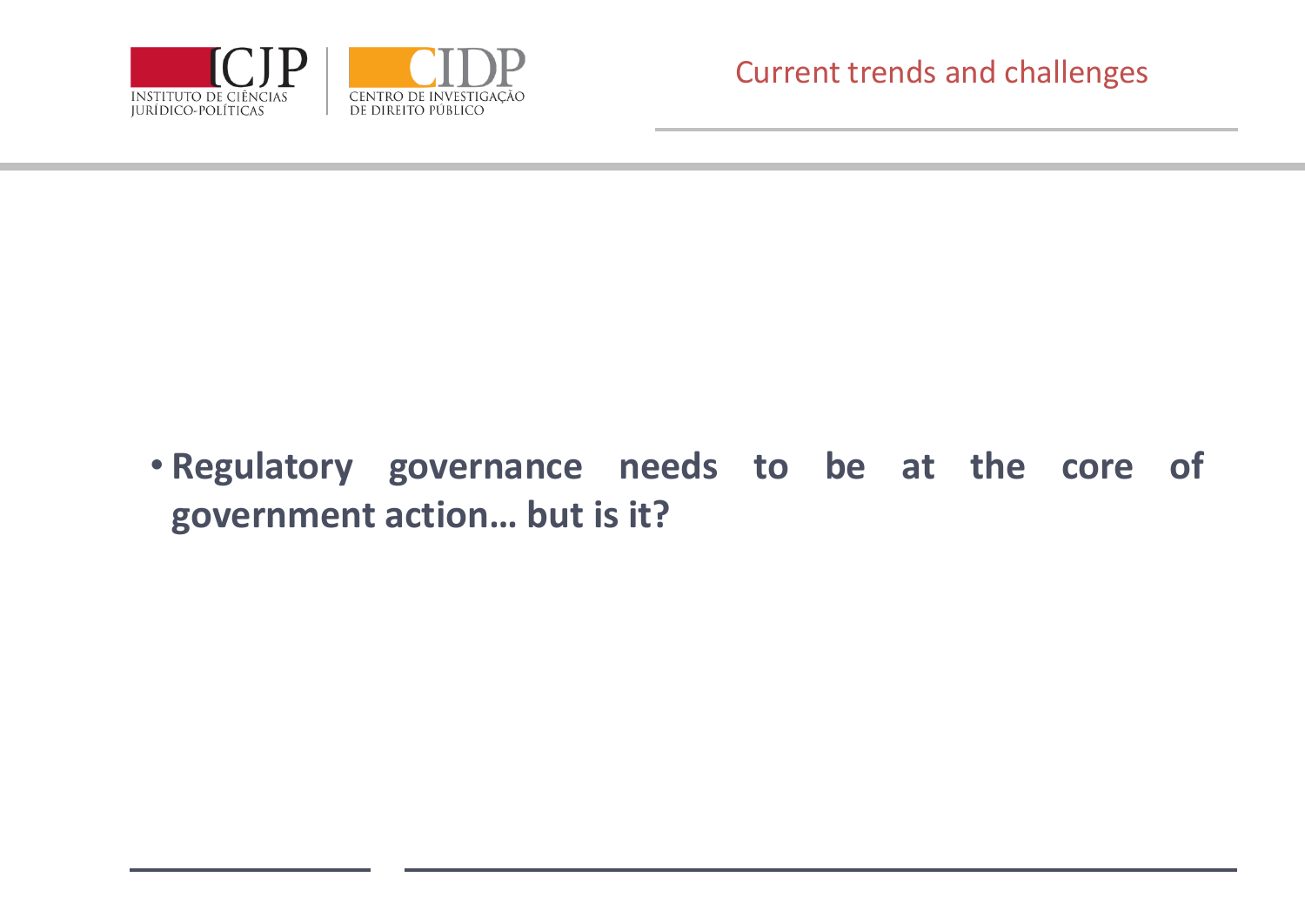- **Regulatory governance needs to be at the core of government action… but is it?**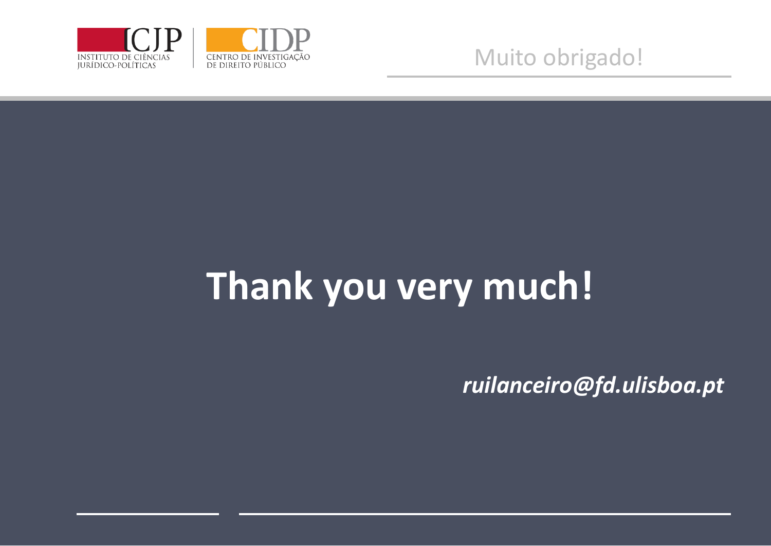INSTITUTO DE CIÊNCIAS JURÍDICO-POLÍTICAS

CENTRO DE INVESTIGAÇÃO DE DIREITO PÚBLICO

Muito obrigado!

# Thank you very much!

***ruilanceiro@fd.ulisboa.pt***